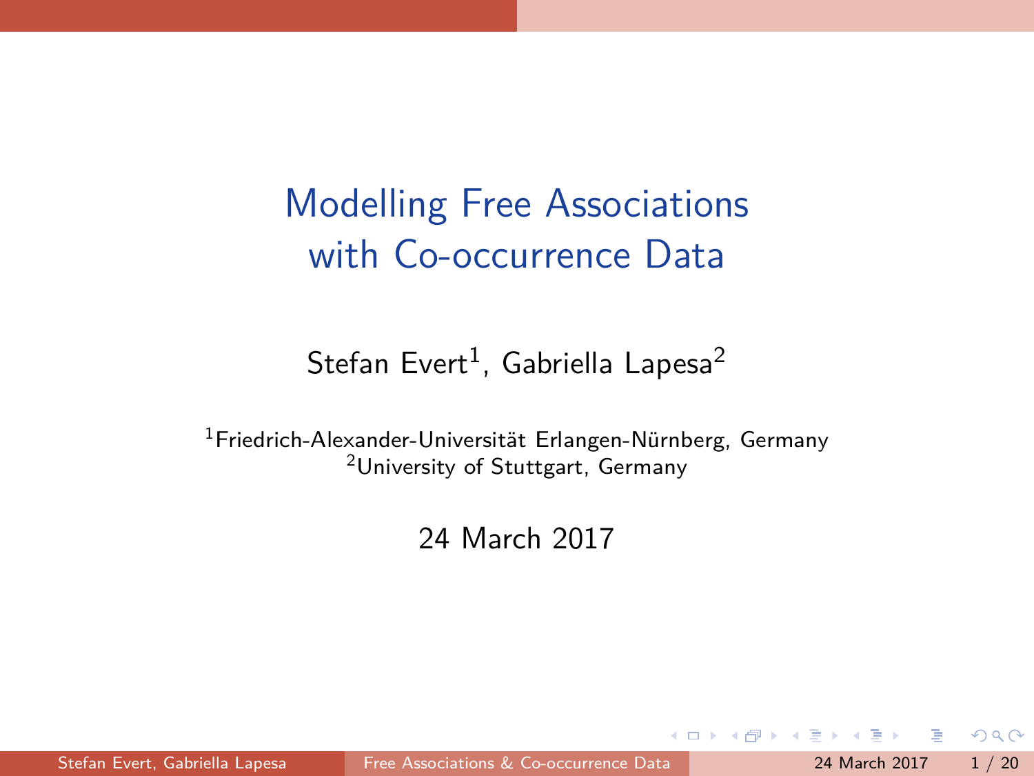# Modelling Free Associations with Co-occurrence Data

Stefan Evert[1], Gabriella Lapesa[2]

[1]Friedrich-Alexander-Universität Erlangen-Nürnberg, Germany
[2]University of Stuttgart, Germany

24 March 2017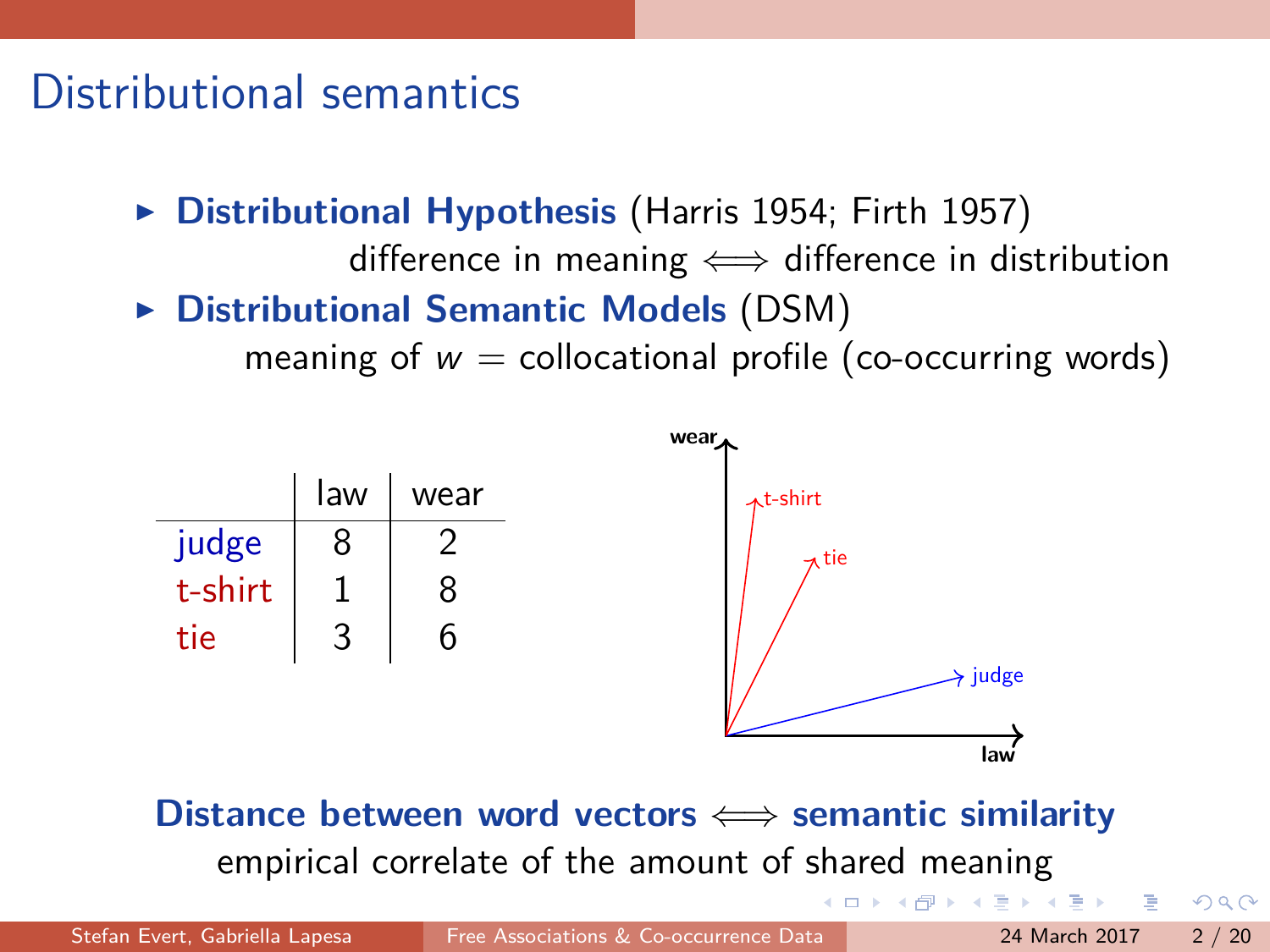# Distributional semantics

- **Distributional Hypothesis** (Harris 1954; Firth 1957)

  difference in meaning $\Longleftrightarrow$ difference in distribution

- **Distributional Semantic Models** (DSM)

  meaning of $w$ = collocational profile (co-occurring words)

| | law | wear |
|---|---|---|
| judge | 8 | 2 |
| t-shirt | 1 | 8 |
| tie | 3 | 6 |

wear

t-shirt

tie

judge

law

**Distance between word vectors $\Longleftrightarrow$ semantic similarity**

empirical correlate of the amount of shared meaning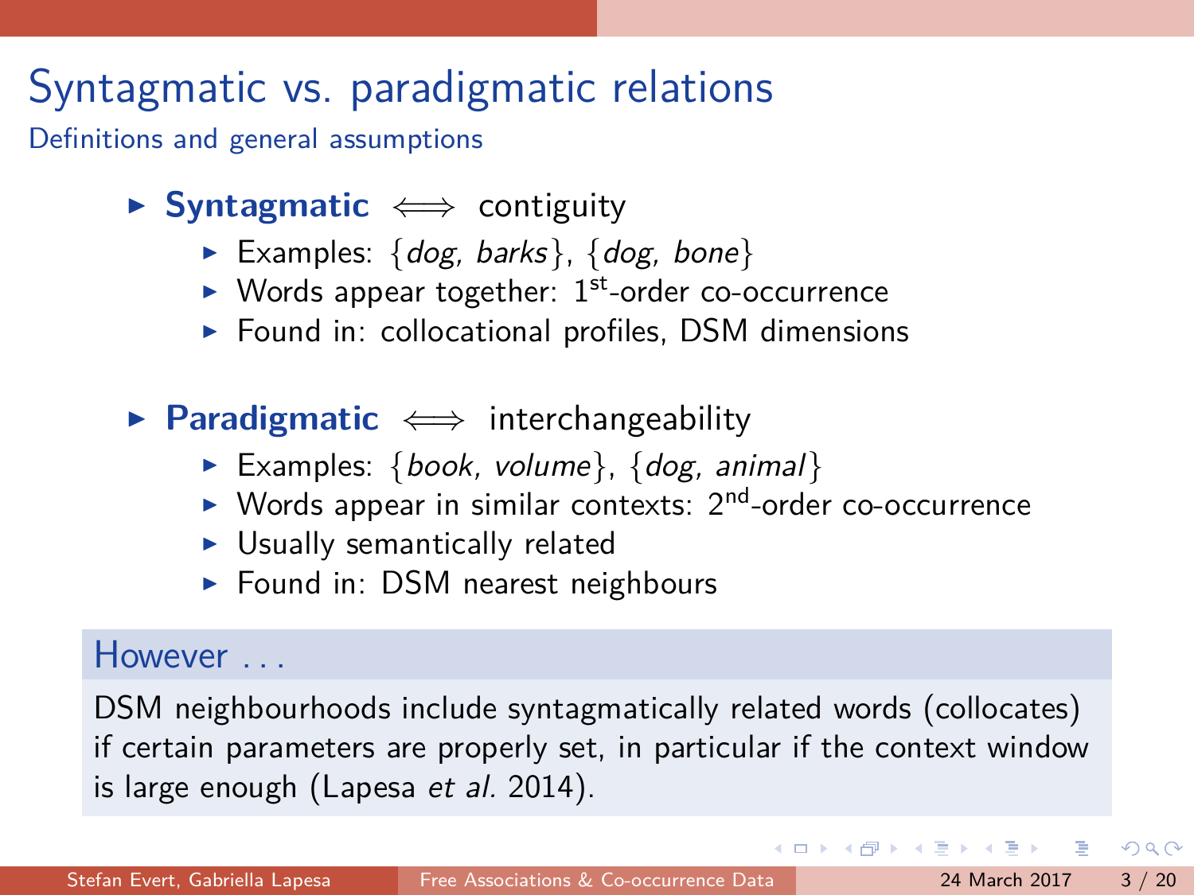# Syntagmatic vs. paradigmatic relations

## Definitions and general assumptions

- **Syntagmatic** $\iff$ contiguity
  - Examples: {*dog, barks*}, {*dog, bone*}
  - Words appear together: $1^{\text{st}}$-order co-occurrence
  - Found in: collocational profiles, DSM dimensions

- **Paradigmatic** $\iff$ interchangeability
  - Examples: {*book, volume*}, {*dog, animal*}
  - Words appear in similar contexts: $2^{\text{nd}}$-order co-occurrence
  - Usually semantically related
  - Found in: DSM nearest neighbours

### However . . .

DSM neighbourhoods include syntagmatically related words (collocates) if certain parameters are properly set, in particular if the context window is large enough (Lapesa *et al.* 2014).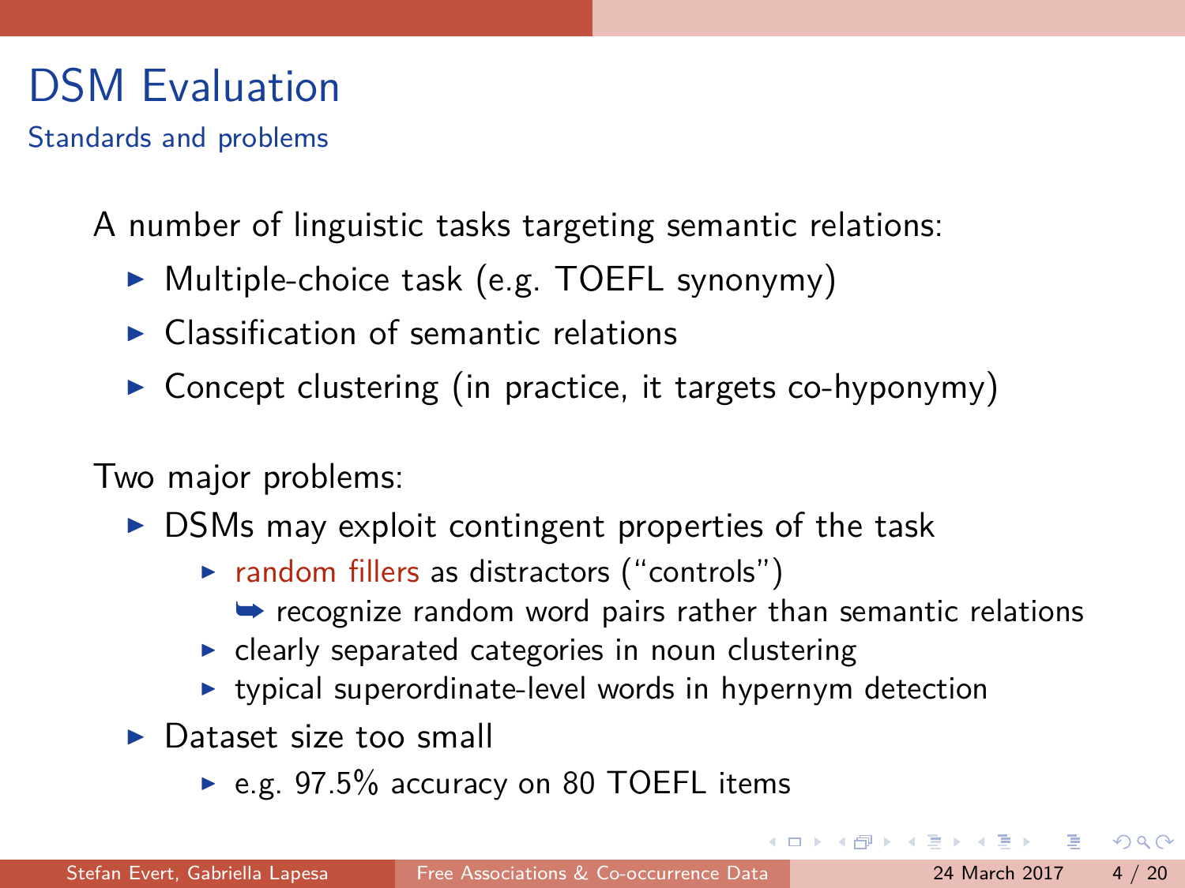# DSM Evaluation

## Standards and problems

A number of linguistic tasks targeting semantic relations:

- Multiple-choice task (e.g. TOEFL synonymy)
- Classification of semantic relations
- Concept clustering (in practice, it targets co-hyponymy)

Two major problems:

- DSMs may exploit contingent properties of the task
  - random fillers as distractors ("controls")
    ➥ recognize random word pairs rather than semantic relations
  - clearly separated categories in noun clustering
  - typical superordinate-level words in hypernym detection
- Dataset size too small
  - e.g. 97.5% accuracy on 80 TOEFL items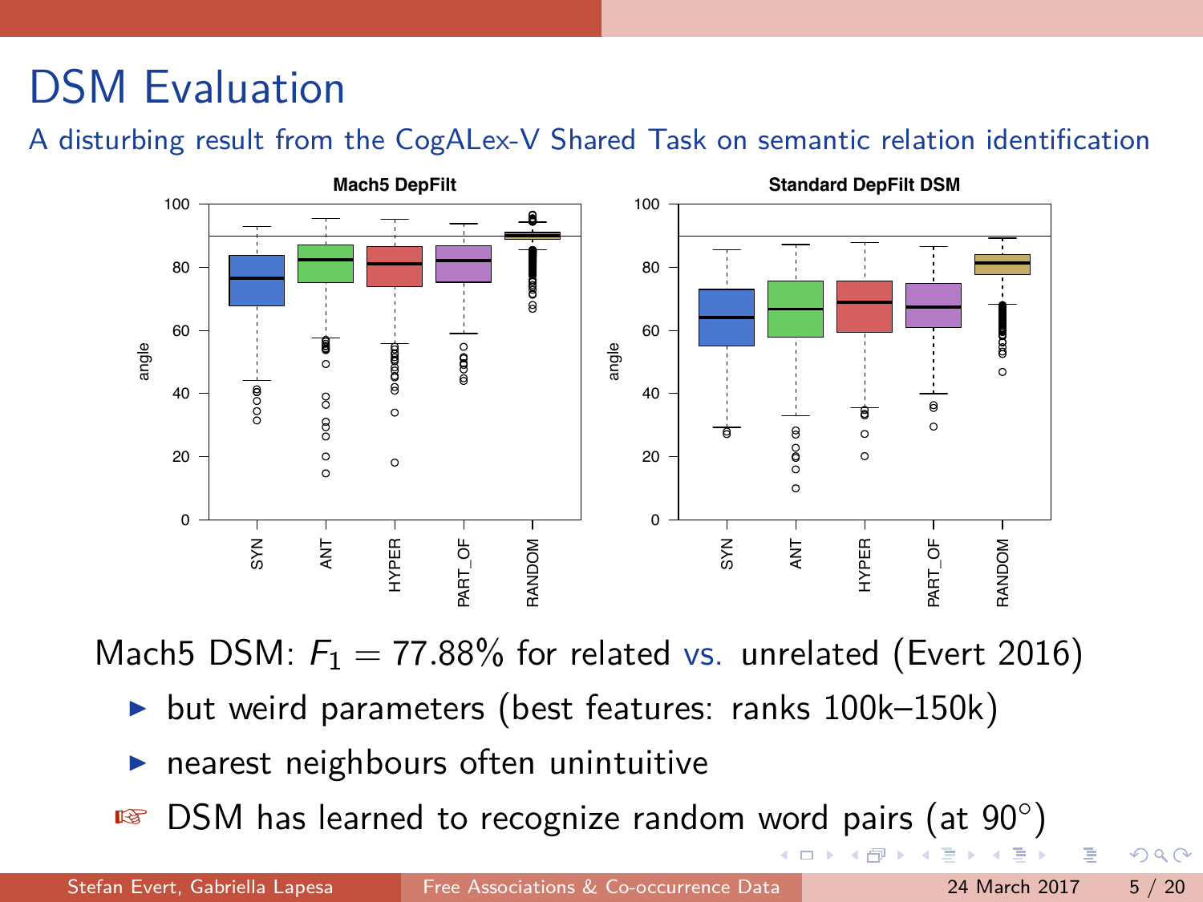# DSM Evaluation

A disturbing result from the CogALex-V Shared Task on semantic relation identification

Mach5 DepFilt

100
80
60
40
20
0

angle

SYN
ANT
HYPER
PART_OF
RANDOM

Standard DepFilt DSM

100
80
60
40
20
0

angle

SYN
ANT
HYPER
PART_OF
RANDOM

Mach5 DSM: $F_1 = 77.88\%$ for related vs. unrelated (Evert 2016)

- but weird parameters (best features: ranks 100k–150k)
- nearest neighbours often unintuitive

☞ DSM has learned to recognize random word pairs (at $90^\circ$)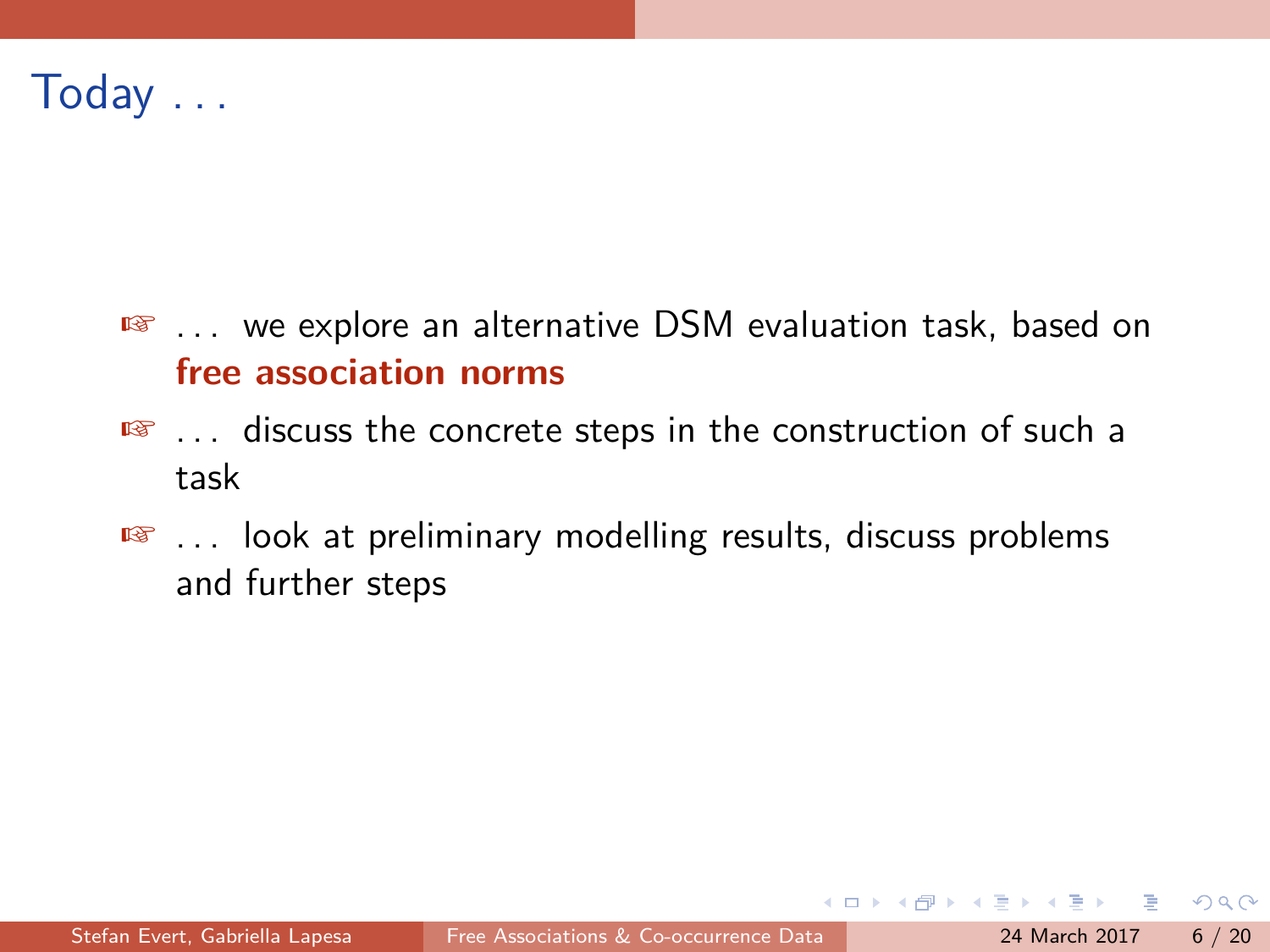# Today ...

- ☞ ... we explore an alternative DSM evaluation task, based on **free association norms**
- ☞ ... discuss the concrete steps in the construction of such a task
- ☞ ... look at preliminary modelling results, discuss problems and further steps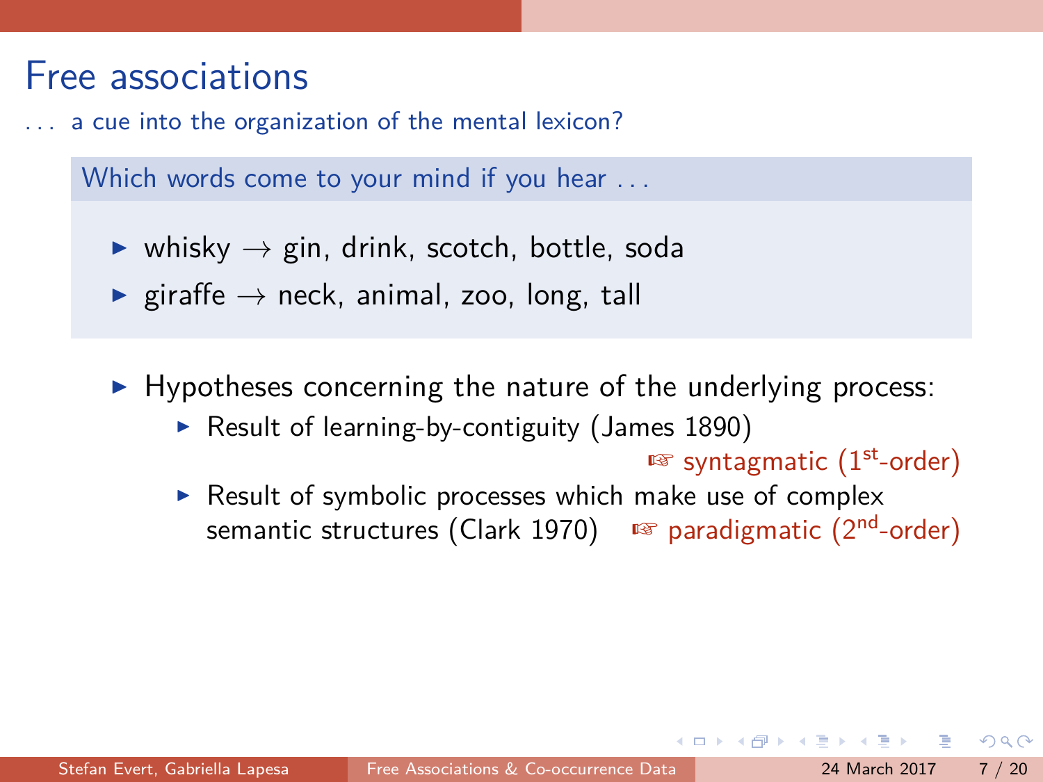# Free associations

. . . a cue into the organization of the mental lexicon?

**Which words come to your mind if you hear . . .**

- whisky → gin, drink, scotch, bottle, soda
- giraffe → neck, animal, zoo, long, tall

- Hypotheses concerning the nature of the underlying process:
  - Result of learning-by-contiguity (James 1890) ☞ syntagmatic ($1^{st}$-order)
  - Result of symbolic processes which make use of complex semantic structures (Clark 1970) ☞ paradigmatic ($2^{nd}$-order)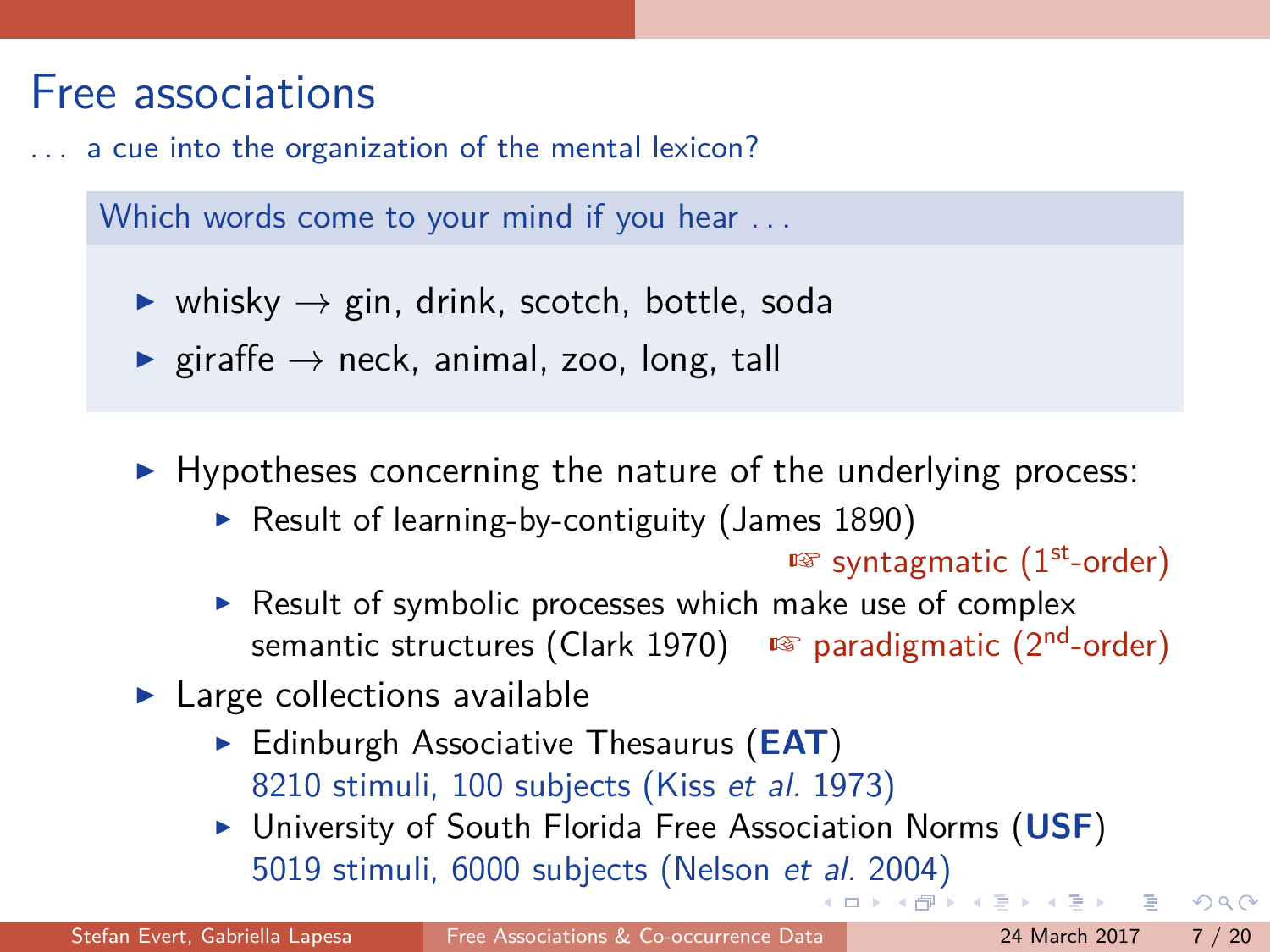# Free associations

... a cue into the organization of the mental lexicon?

Which words come to your mind if you hear ...

- whisky → gin, drink, scotch, bottle, soda
- giraffe → neck, animal, zoo, long, tall

- Hypotheses concerning the nature of the underlying process:
  - Result of learning-by-contiguity (James 1890)
    ☞ syntagmatic ($1^{st}$-order)
  - Result of symbolic processes which make use of complex semantic structures (Clark 1970) ☞ paradigmatic ($2^{nd}$-order)
- Large collections available
  - Edinburgh Associative Thesaurus (**EAT**)
    8210 stimuli, 100 subjects (Kiss *et al.* 1973)
  - University of South Florida Free Association Norms (**USF**)
    5019 stimuli, 6000 subjects (Nelson *et al.* 2004)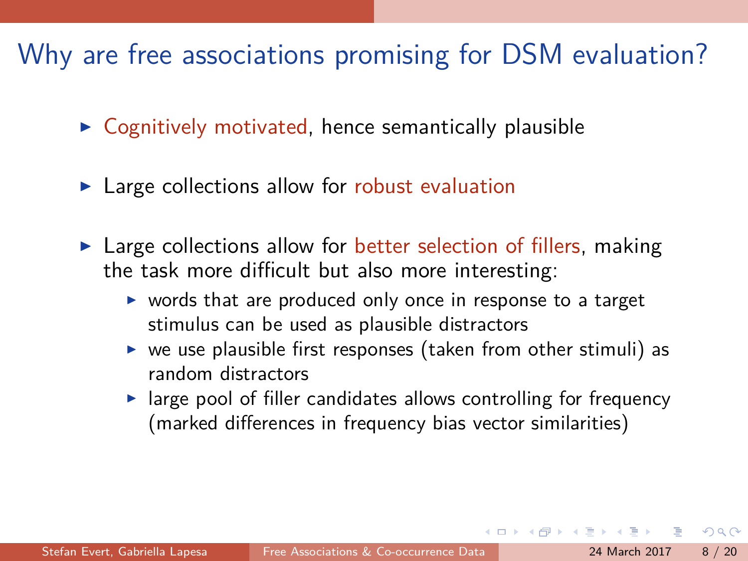# Why are free associations promising for DSM evaluation?

- Cognitively motivated, hence semantically plausible
- Large collections allow for robust evaluation
- Large collections allow for better selection of fillers, making the task more difficult but also more interesting:
  - words that are produced only once in response to a target stimulus can be used as plausible distractors
  - we use plausible first responses (taken from other stimuli) as random distractors
  - large pool of filler candidates allows controlling for frequency (marked differences in frequency bias vector similarities)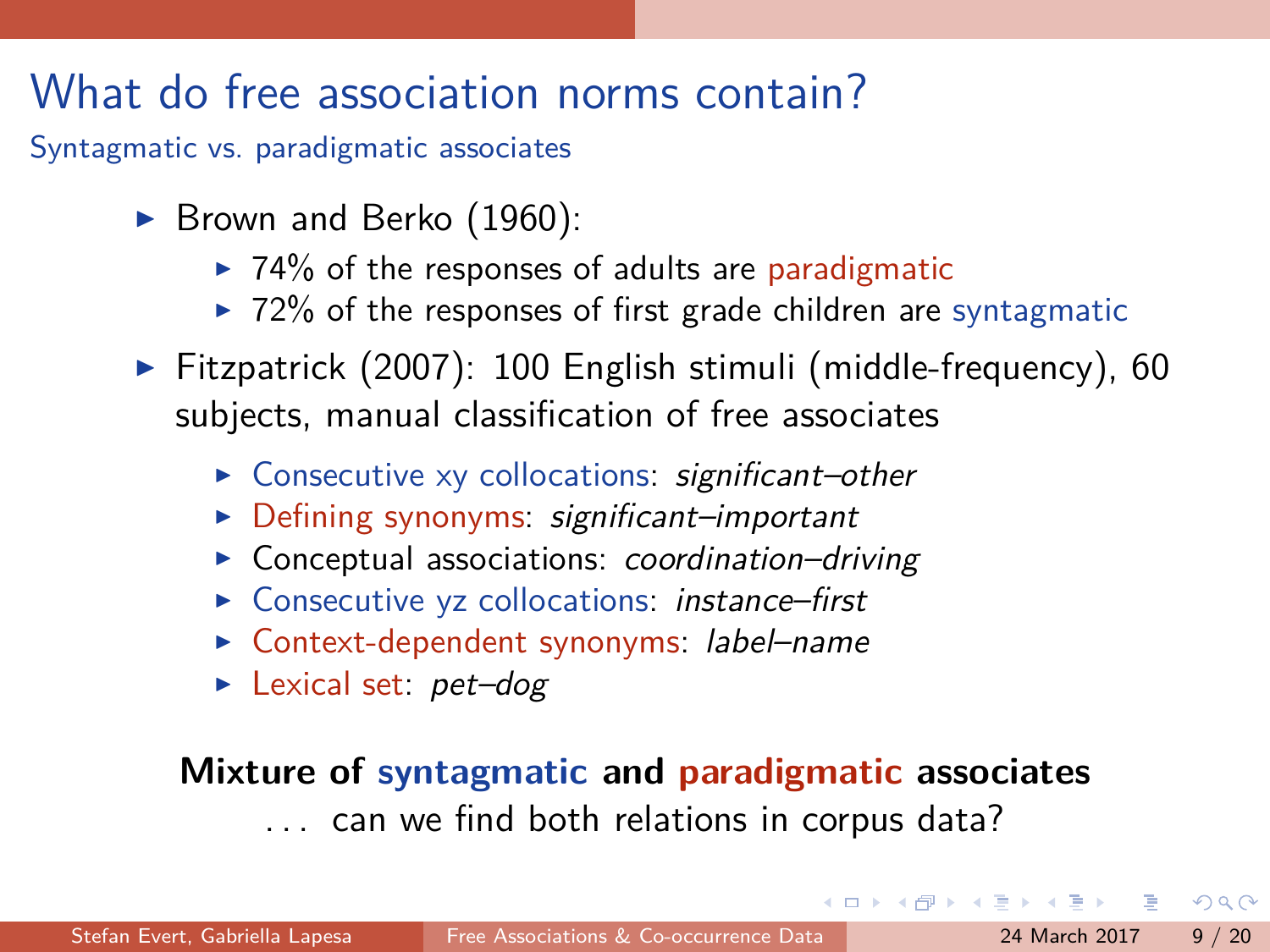# What do free association norms contain?

Syntagmatic vs. paradigmatic associates

- Brown and Berko (1960):
  - 74% of the responses of adults are paradigmatic
  - 72% of the responses of first grade children are syntagmatic
- Fitzpatrick (2007): 100 English stimuli (middle-frequency), 60 subjects, manual classification of free associates
  - Consecutive xy collocations: *significant–other*
  - Defining synonyms: *significant–important*
  - Conceptual associations: *coordination–driving*
  - Consecutive yz collocations: *instance–first*
  - Context-dependent synonyms: *label–name*
  - Lexical set: *pet–dog*

**Mixture of syntagmatic and paradigmatic associates**

. . . can we find both relations in corpus data?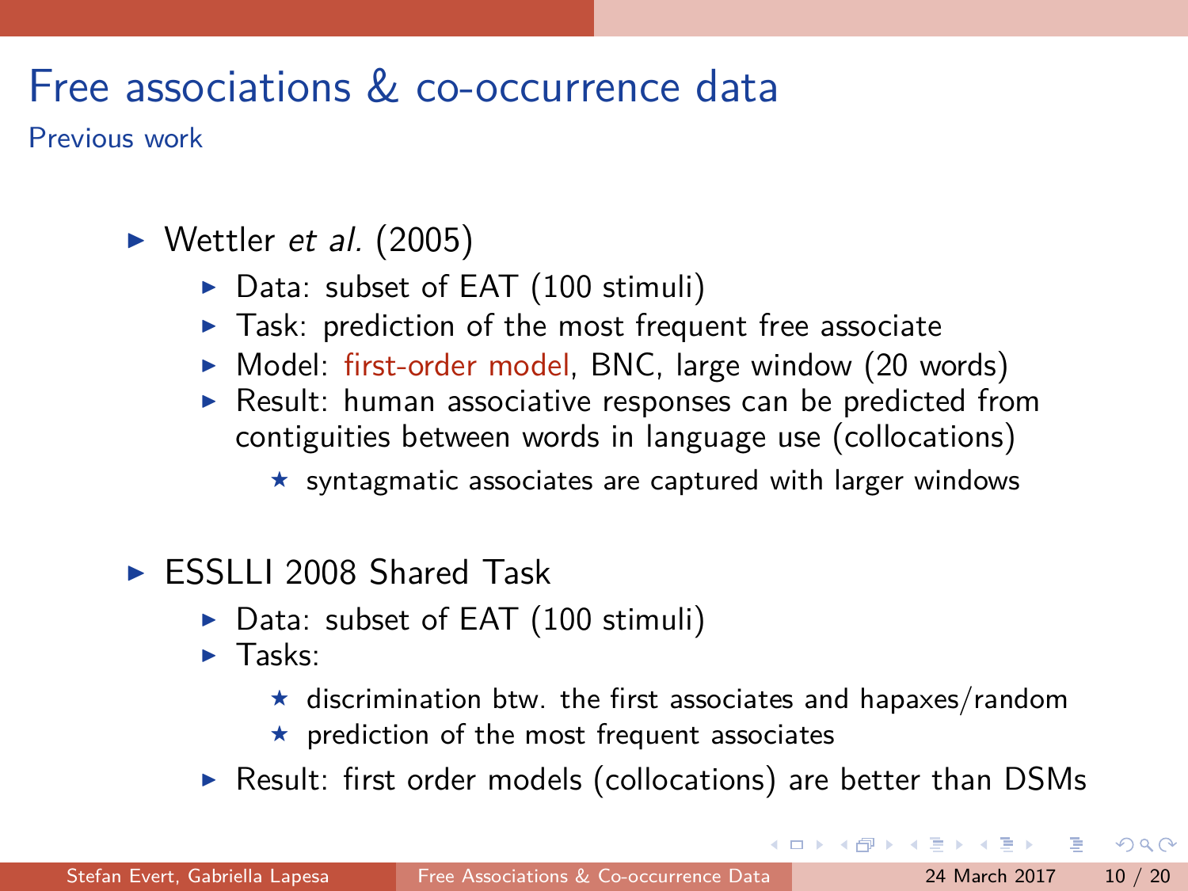# Free associations & co-occurrence data

## Previous work

- Wettler *et al.* (2005)
  - Data: subset of EAT (100 stimuli)
  - Task: prediction of the most frequent free associate
  - Model: first-order model, BNC, large window (20 words)
  - Result: human associative responses can be predicted from contiguities between words in language use (collocations)
    - syntagmatic associates are captured with larger windows

- ESSLLI 2008 Shared Task
  - Data: subset of EAT (100 stimuli)
  - Tasks:
    - discrimination btw. the first associates and hapaxes/random
    - prediction of the most frequent associates
  - Result: first order models (collocations) are better than DSMs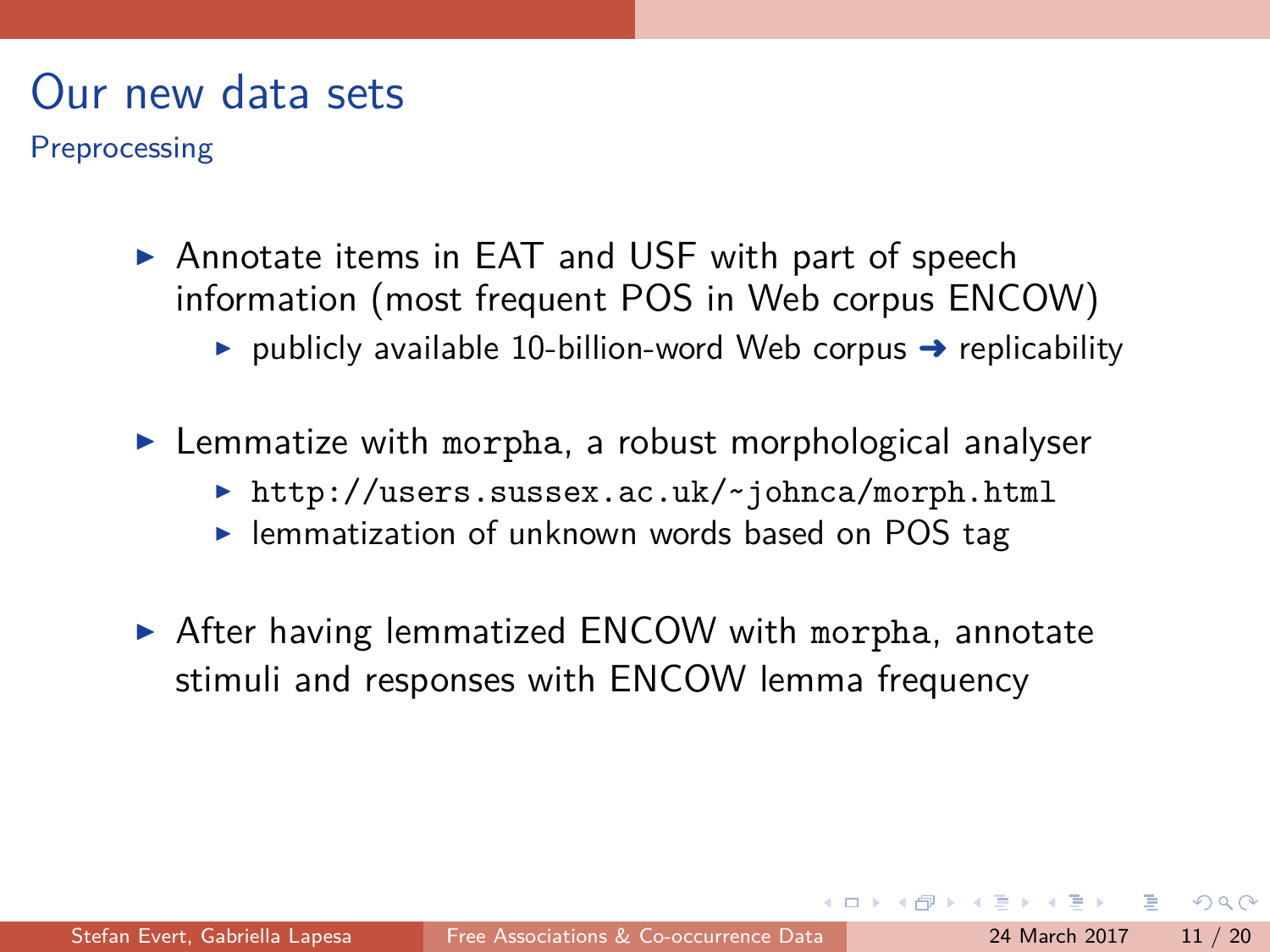# Our new data sets

## Preprocessing

- Annotate items in EAT and USF with part of speech information (most frequent POS in Web corpus ENCOW)
  - publicly available 10-billion-word Web corpus ➜ replicability
- Lemmatize with `morpha`, a robust morphological analyser
  - `http://users.sussex.ac.uk/~johnca/morph.html`
  - lemmatization of unknown words based on POS tag
- After having lemmatized ENCOW with `morpha`, annotate stimuli and responses with ENCOW lemma frequency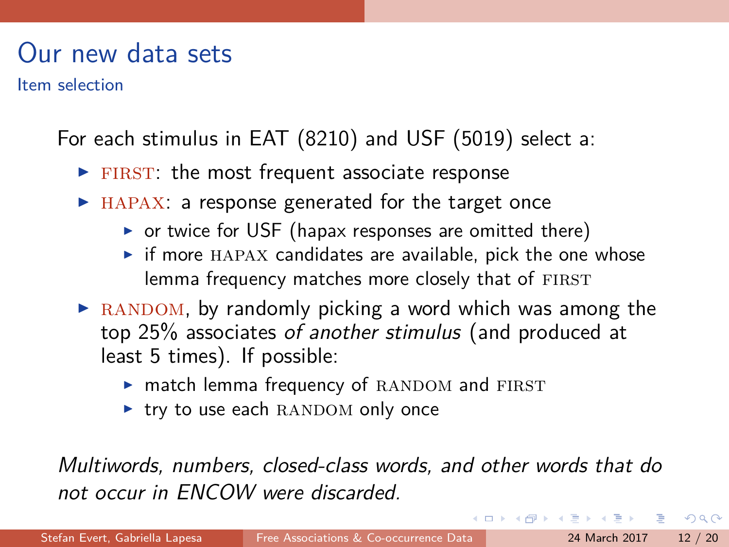# Our new data sets

## Item selection

For each stimulus in EAT (8210) and USF (5019) select a:

- FIRST: the most frequent associate response
- HAPAX: a response generated for the target once
  - or twice for USF (hapax responses are omitted there)
  - if more HAPAX candidates are available, pick the one whose lemma frequency matches more closely that of FIRST
- RANDOM, by randomly picking a word which was among the top 25% associates *of another stimulus* (and produced at least 5 times). If possible:
  - match lemma frequency of RANDOM and FIRST
  - try to use each RANDOM only once

*Multiwords, numbers, closed-class words, and other words that do not occur in ENCOW were discarded.*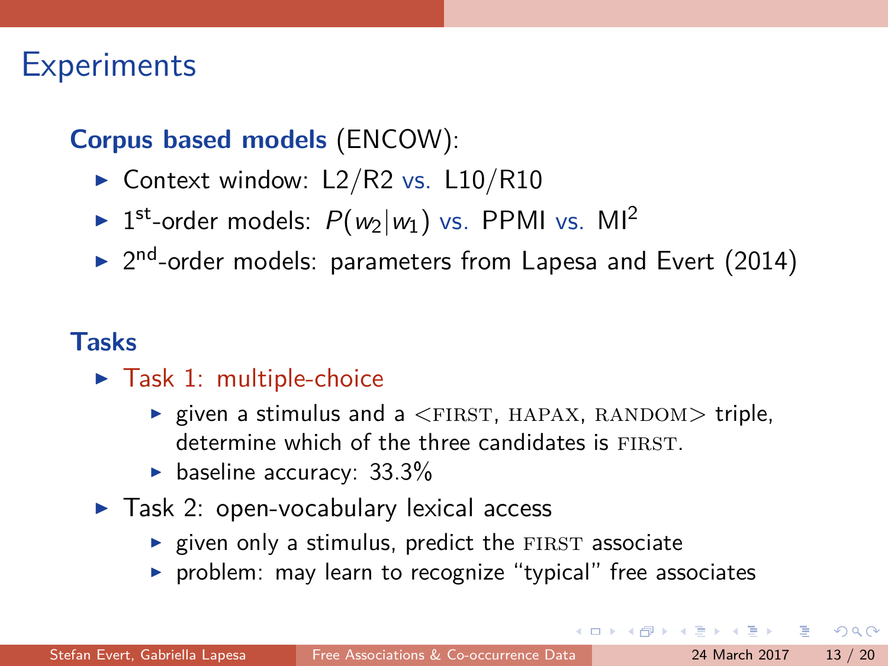# Experiments

**Corpus based models** (ENCOW):

- Context window: L2/R2 vs. L10/R10
- 1st-order models: $P(w_2|w_1)$ vs. PPMI vs. $\text{MI}^2$
- 2nd-order models: parameters from Lapesa and Evert (2014)

**Tasks**

- Task 1: multiple-choice
  - given a stimulus and a <FIRST, HAPAX, RANDOM> triple, determine which of the three candidates is FIRST.
  - baseline accuracy: 33.3%
- Task 2: open-vocabulary lexical access
  - given only a stimulus, predict the FIRST associate
  - problem: may learn to recognize "typical" free associates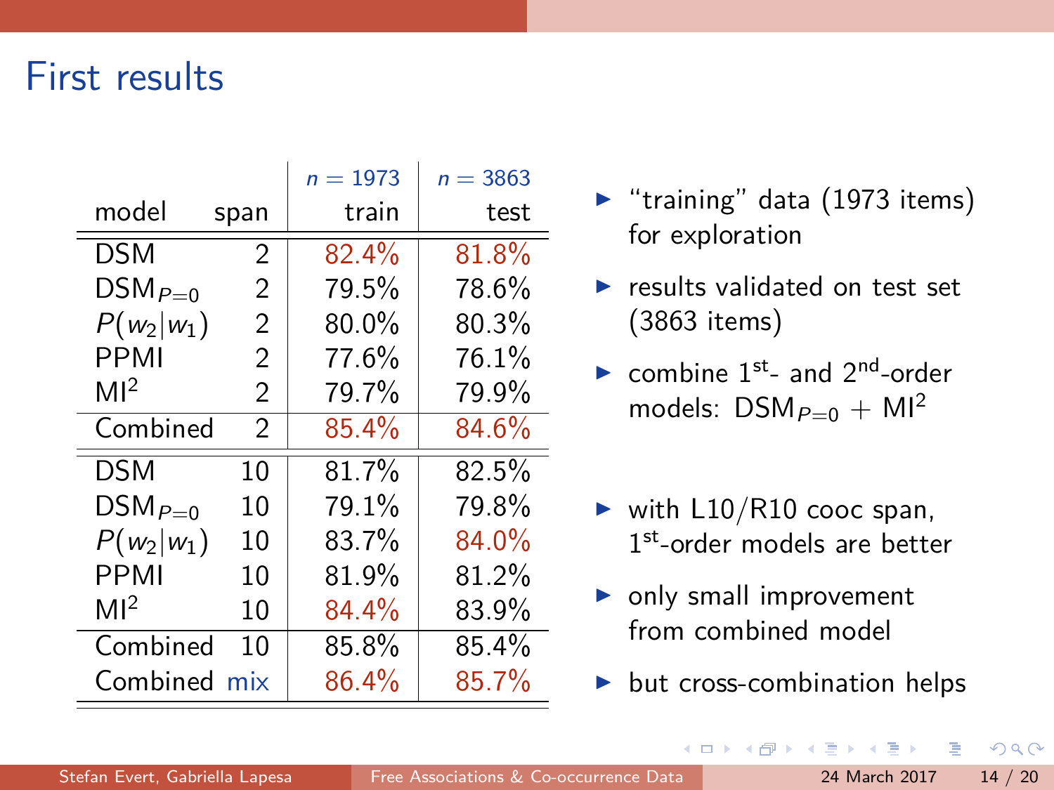# First results

| model | span | $n = 1973$ train | $n = 3863$ test |
|---|---|---|---|
| DSM | 2 | 82.4% | 81.8% |
| $\text{DSM}_{P=0}$ | 2 | 79.5% | 78.6% |
| $P(w_2\|w_1)$ | 2 | 80.0% | 80.3% |
| PPMI | 2 | 77.6% | 76.1% |
| $\text{MI}^2$ | 2 | 79.7% | 79.9% |
| Combined | 2 | 85.4% | 84.6% |
| DSM | 10 | 81.7% | 82.5% |
| $\text{DSM}_{P=0}$ | 10 | 79.1% | 79.8% |
| $P(w_2\|w_1)$ | 10 | 83.7% | 84.0% |
| PPMI | 10 | 81.9% | 81.2% |
| $\text{MI}^2$ | 10 | 84.4% | 83.9% |
| Combined | 10 | 85.8% | 85.4% |
| Combined | mix | 86.4% | 85.7% |

- "training" data (1973 items) for exploration
- results validated on test set (3863 items)
- combine 1st- and 2nd-order models: $\text{DSM}_{P=0} + \text{MI}^2$
- with L10/R10 cooc span, 1st-order models are better
- only small improvement from combined model
- but cross-combination helps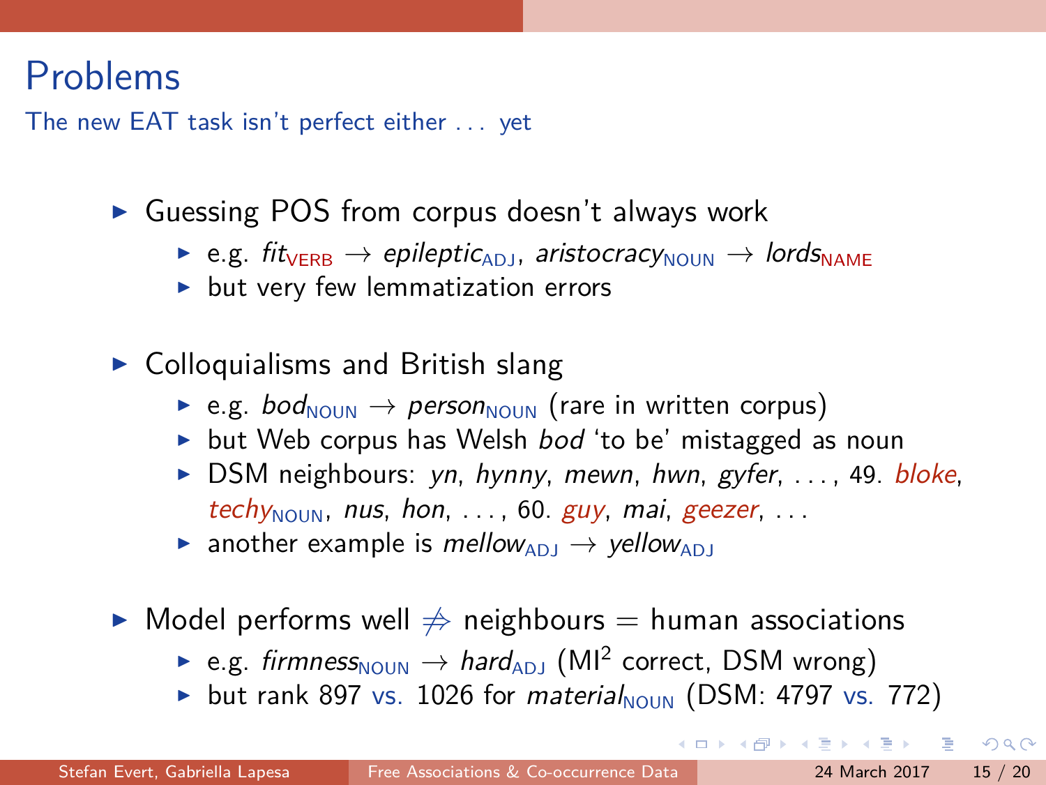# Problems

The new EAT task isn't perfect either . . . yet

- Guessing POS from corpus doesn't always work
  - e.g. *fit*$_{\text{VERB}}$ $\rightarrow$ *epileptic*$_{\text{ADJ}}$, *aristocracy*$_{\text{NOUN}}$ $\rightarrow$ *lords*$_{\text{NAME}}$
  - but very few lemmatization errors
- Colloquialisms and British slang
  - e.g. *bod*$_{\text{NOUN}}$ $\rightarrow$ *person*$_{\text{NOUN}}$ (rare in written corpus)
  - but Web corpus has Welsh *bod* 'to be' mistagged as noun
  - DSM neighbours: *yn*, *hynny*, *mewn*, *hwn*, *gyfer*, . . . , 49. *bloke*, *techy*$_{\text{NOUN}}$, *nus*, *hon*, . . . , 60. *guy*, *mai*, *geezer*, . . .
  - another example is *mellow*$_{\text{ADJ}}$ $\rightarrow$ *yellow*$_{\text{ADJ}}$
- Model performs well $\not\Rightarrow$ neighbours $=$ human associations
  - e.g. *firmness*$_{\text{NOUN}}$ $\rightarrow$ *hard*$_{\text{ADJ}}$ ($\text{MI}^2$ correct, DSM wrong)
  - but rank 897 vs. 1026 for *material*$_{\text{NOUN}}$ (DSM: 4797 vs. 772)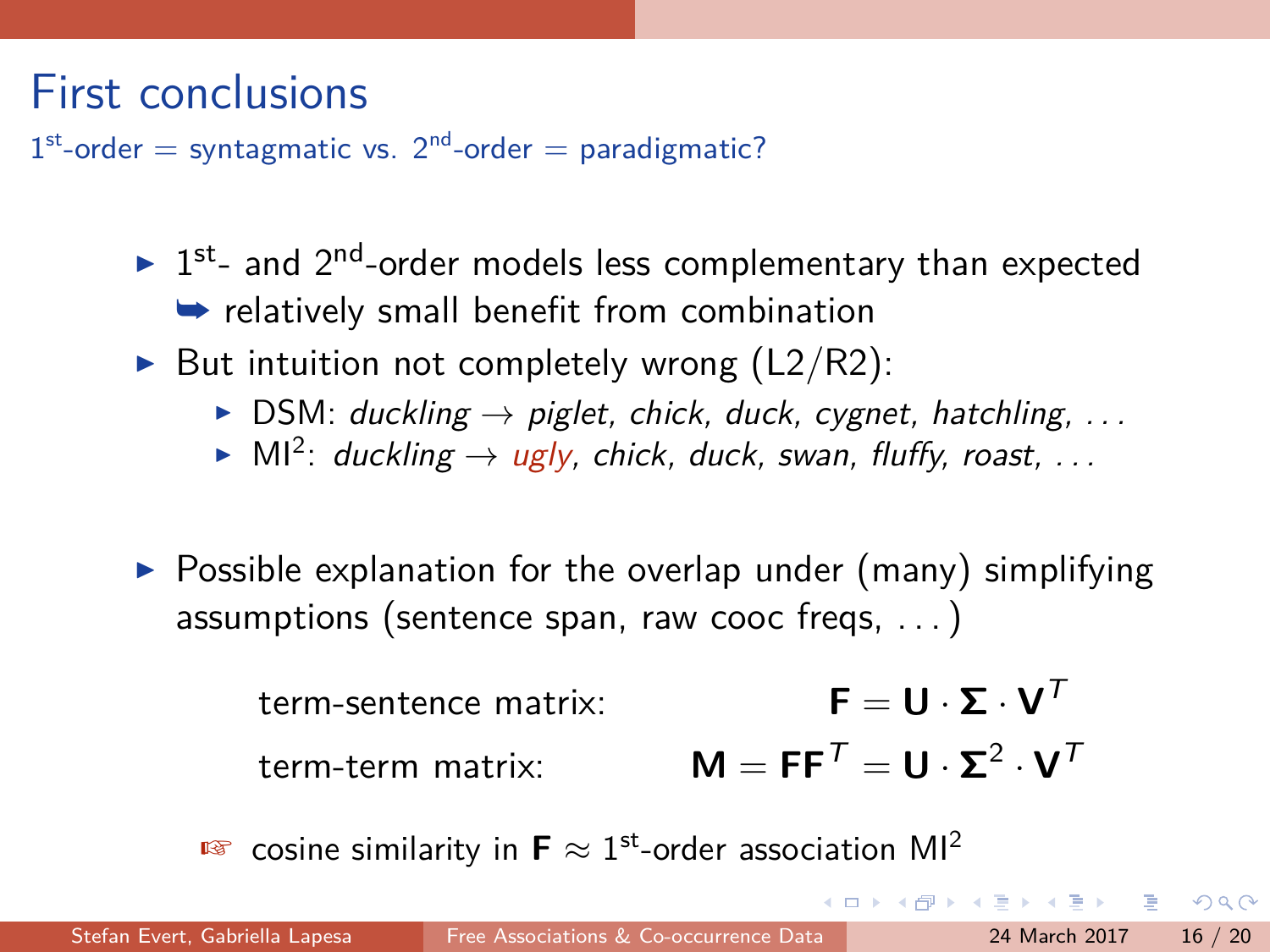# First conclusions

## $1^{st}$-order = syntagmatic vs. $2^{nd}$-order = paradigmatic?

- $1^{st}$- and $2^{nd}$-order models less complementary than expected
  ➥ relatively small benefit from combination
- But intuition not completely wrong (L2/R2):
  - DSM: *duckling* → *piglet, chick, duck, cygnet, hatchling, ...*
  - MI$^2$: *duckling* → *ugly, chick, duck, swan, fluffy, roast, ...*
- Possible explanation for the overlap under (many) simplifying assumptions (sentence span, raw cooc freqs, ...)

term-sentence matrix: $$\mathbf{F} = \mathbf{U} \cdot \mathbf{\Sigma} \cdot \mathbf{V}^T$$

term-term matrix: $$\mathbf{M} = \mathbf{F}\mathbf{F}^T = \mathbf{U} \cdot \mathbf{\Sigma}^2 \cdot \mathbf{V}^T$$

☞ cosine similarity in $\mathbf{F} \approx 1^{st}$-order association MI$^2$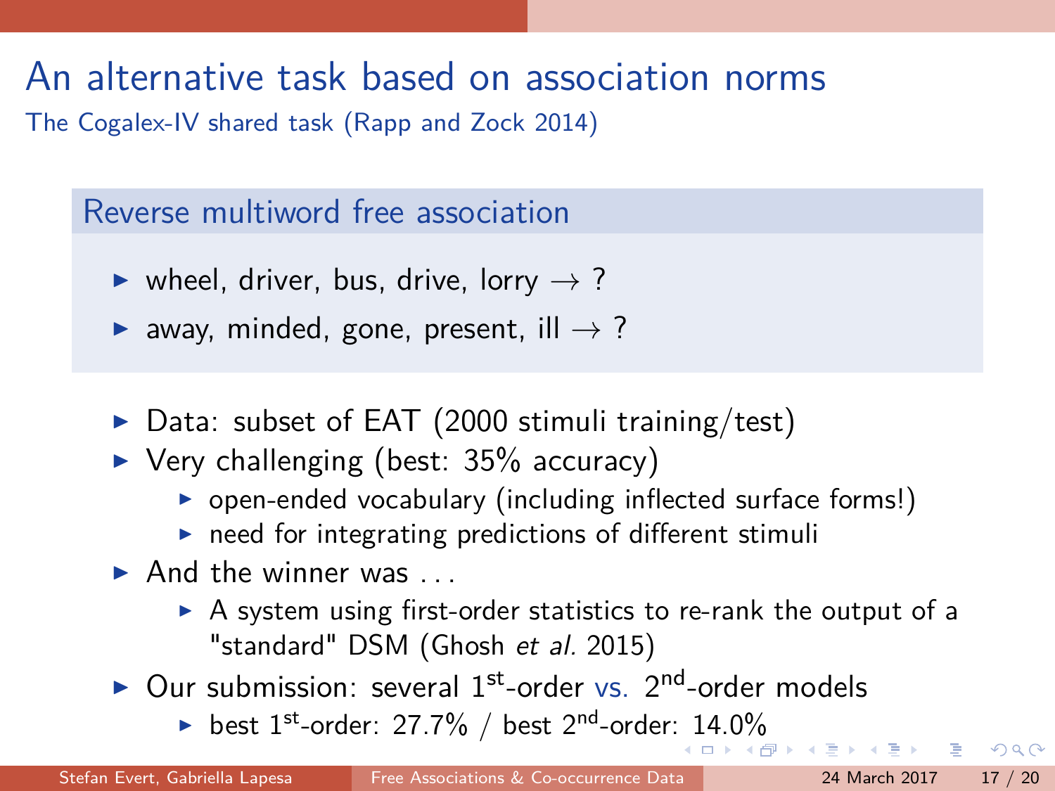# An alternative task based on association norms

The Cogalex-IV shared task (Rapp and Zock 2014)

### Reverse multiword free association

- wheel, driver, bus, drive, lorry → ?
- away, minded, gone, present, ill → ?

- Data: subset of EAT (2000 stimuli training/test)
- Very challenging (best: 35% accuracy)
  - open-ended vocabulary (including inflected surface forms!)
  - need for integrating predictions of different stimuli
- And the winner was ...
  - A system using first-order statistics to re-rank the output of a "standard" DSM (Ghosh *et al.* 2015)
- Our submission: several 1st-order vs. 2nd-order models
  - best 1st-order: 27.7% / best 2nd-order: 14.0%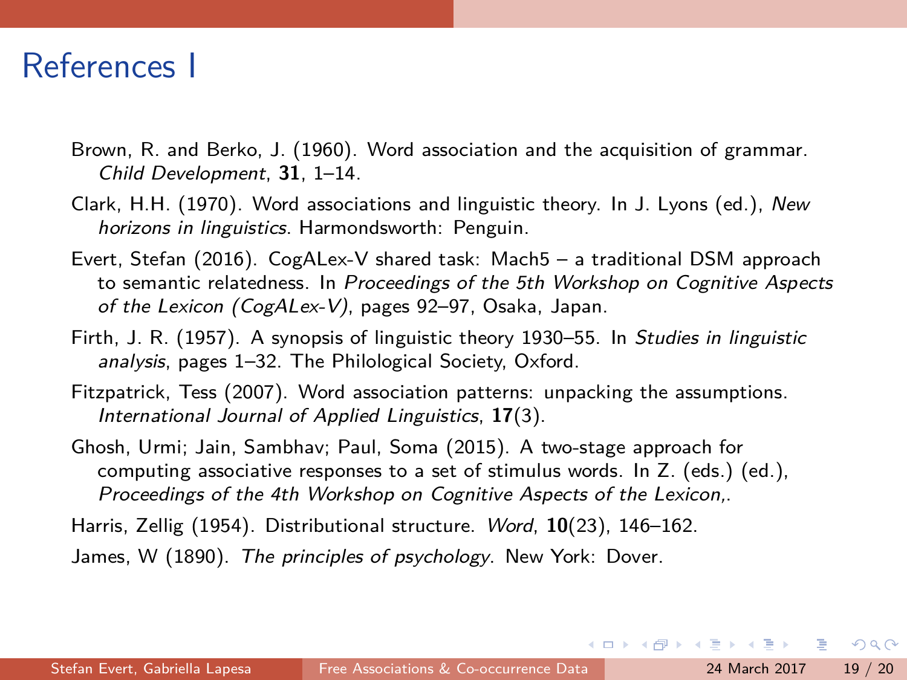# References I

Brown, R. and Berko, J. (1960). Word association and the acquisition of grammar. *Child Development*, **31**, 1–14.

Clark, H.H. (1970). Word associations and linguistic theory. In J. Lyons (ed.), *New horizons in linguistics*. Harmondsworth: Penguin.

Evert, Stefan (2016). CogALex-V shared task: Mach5 – a traditional DSM approach to semantic relatedness. In *Proceedings of the 5th Workshop on Cognitive Aspects of the Lexicon (CogALex-V)*, pages 92–97, Osaka, Japan.

Firth, J. R. (1957). A synopsis of linguistic theory 1930–55. In *Studies in linguistic analysis*, pages 1–32. The Philological Society, Oxford.

Fitzpatrick, Tess (2007). Word association patterns: unpacking the assumptions. *International Journal of Applied Linguistics*, **17**(3).

Ghosh, Urmi; Jain, Sambhav; Paul, Soma (2015). A two-stage approach for computing associative responses to a set of stimulus words. In Z. (eds.) (ed.), *Proceedings of the 4th Workshop on Cognitive Aspects of the Lexicon,*.

Harris, Zellig (1954). Distributional structure. *Word*, **10**(23), 146–162.

James, W (1890). *The principles of psychology*. New York: Dover.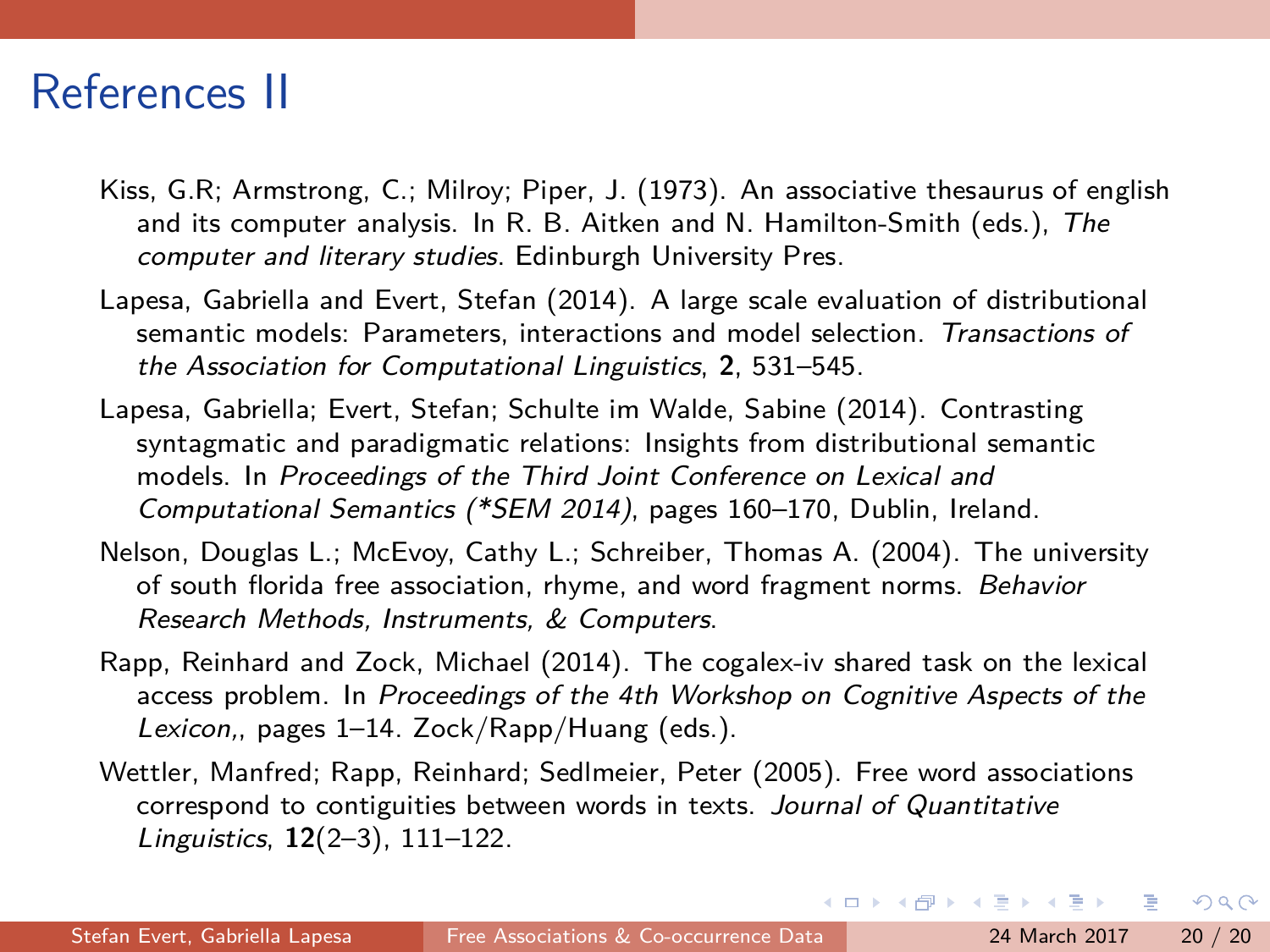# References II

Kiss, G.R; Armstrong, C.; Milroy; Piper, J. (1973). An associative thesaurus of english and its computer analysis. In R. B. Aitken and N. Hamilton-Smith (eds.), *The computer and literary studies*. Edinburgh University Pres.

Lapesa, Gabriella and Evert, Stefan (2014). A large scale evaluation of distributional semantic models: Parameters, interactions and model selection. *Transactions of the Association for Computational Linguistics*, **2**, 531–545.

Lapesa, Gabriella; Evert, Stefan; Schulte im Walde, Sabine (2014). Contrasting syntagmatic and paradigmatic relations: Insights from distributional semantic models. In *Proceedings of the Third Joint Conference on Lexical and Computational Semantics (*SEM 2014)*, pages 160–170, Dublin, Ireland.

Nelson, Douglas L.; McEvoy, Cathy L.; Schreiber, Thomas A. (2004). The university of south florida free association, rhyme, and word fragment norms. *Behavior Research Methods, Instruments, & Computers*.

Rapp, Reinhard and Zock, Michael (2014). The cogalex-iv shared task on the lexical access problem. In *Proceedings of the 4th Workshop on Cognitive Aspects of the Lexicon,*, pages 1–14. Zock/Rapp/Huang (eds.).

Wettler, Manfred; Rapp, Reinhard; Sedlmeier, Peter (2005). Free word associations correspond to contiguities between words in texts. *Journal of Quantitative Linguistics*, **12**(2–3), 111–122.